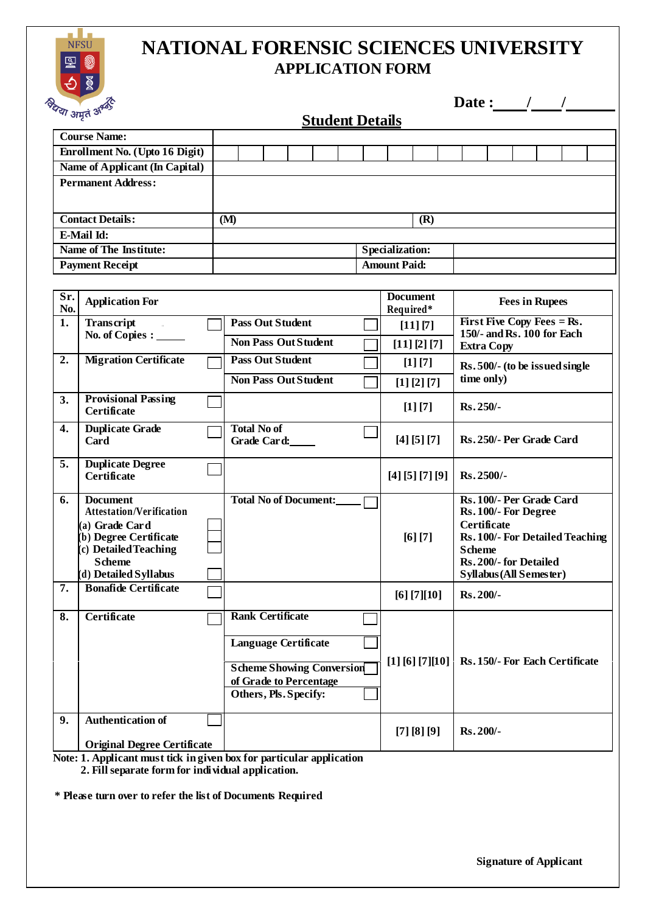# NATIONAL FORENSIC SCIENCES UNIVERSITY

## APPLICATION FORM

**Date :** ____/____/______

### Student Details

| | | | |
|---|---|---|---|
| **Course Name:** | | | |
| **Enrollment No. (Upto 16 Digit)** | | | |
| **Name of Applicant (In Capital)** | | | |
| **Permanent Address:** | | | |
| **Contact Details:** | **(M)** | **(R)** | |
| **E-Mail Id:** | | | |
| **Name of The Institute:** | | **Specialization:** | |
| **Payment Receipt** | | **Amount Paid:** | |

| Sr. No. | Application For | | Document Required* | Fees in Rupees |
|---|---|---|---|---|
| 1. | Transcript ☐ No. of Copies : _____ | Pass Out Student ☐ | [11] [7] | First Five Copy Fees = Rs. 150/- and Rs. 100 for Each Extra Copy |
| | | Non Pass Out Student ☐ | [11] [2] [7] | |
| 2. | Migration Certificate ☐ | Pass Out Student ☐ | [1] [7] | Rs. 500/- (to be issued single time only) |
| | | Non Pass Out Student ☐ | [1] [2] [7] | |
| 3. | Provisional Passing Certificate ☐ | | [1] [7] | Rs. 250/- |
| 4. | Duplicate Grade Card ☐ | Total No of Grade Card:_____ ☐ | [4] [5] [7] | Rs. 250/- Per Grade Card |
| 5. | Duplicate Degree Certificate ☐ | | [4] [5] [7] [9] | Rs. 2500/- |
| 6. | Document Attestation/Verification (a) Grade Card ☐ (b) Degree Certificate ☐ (c) Detailed Teaching Scheme ☐ (d) Detailed Syllabus ☐ | Total No of Document:_____ ☐ | [6] [7] | Rs. 100/- Per Grade Card Rs. 100/- For Degree Certificate Rs. 100/- For Detailed Teaching Scheme Rs. 200/- for Detailed Syllabus (All Semester) |
| 7. | Bonafide Certificate ☐ | | [6] [7][10] | Rs. 200/- |
| 8. | Certificate ☐ | Rank Certificate ☐ Language Certificate ☐ Scheme Showing Conversion of Grade to Percentage ☐ Others, Pls. Specify: ☐ | [1] [6] [7][10] | Rs. 150/- For Each Certificate |
| 9. | Authentication of Original Degree Certificate ☐ | | [7] [8] [9] | Rs. 200/- |

**Note: 1. Applicant must tick in given box for particular application**
**2. Fill separate form for individual application.**

**\* Please turn over to refer the list of Documents Required**

**Signature of Applicant**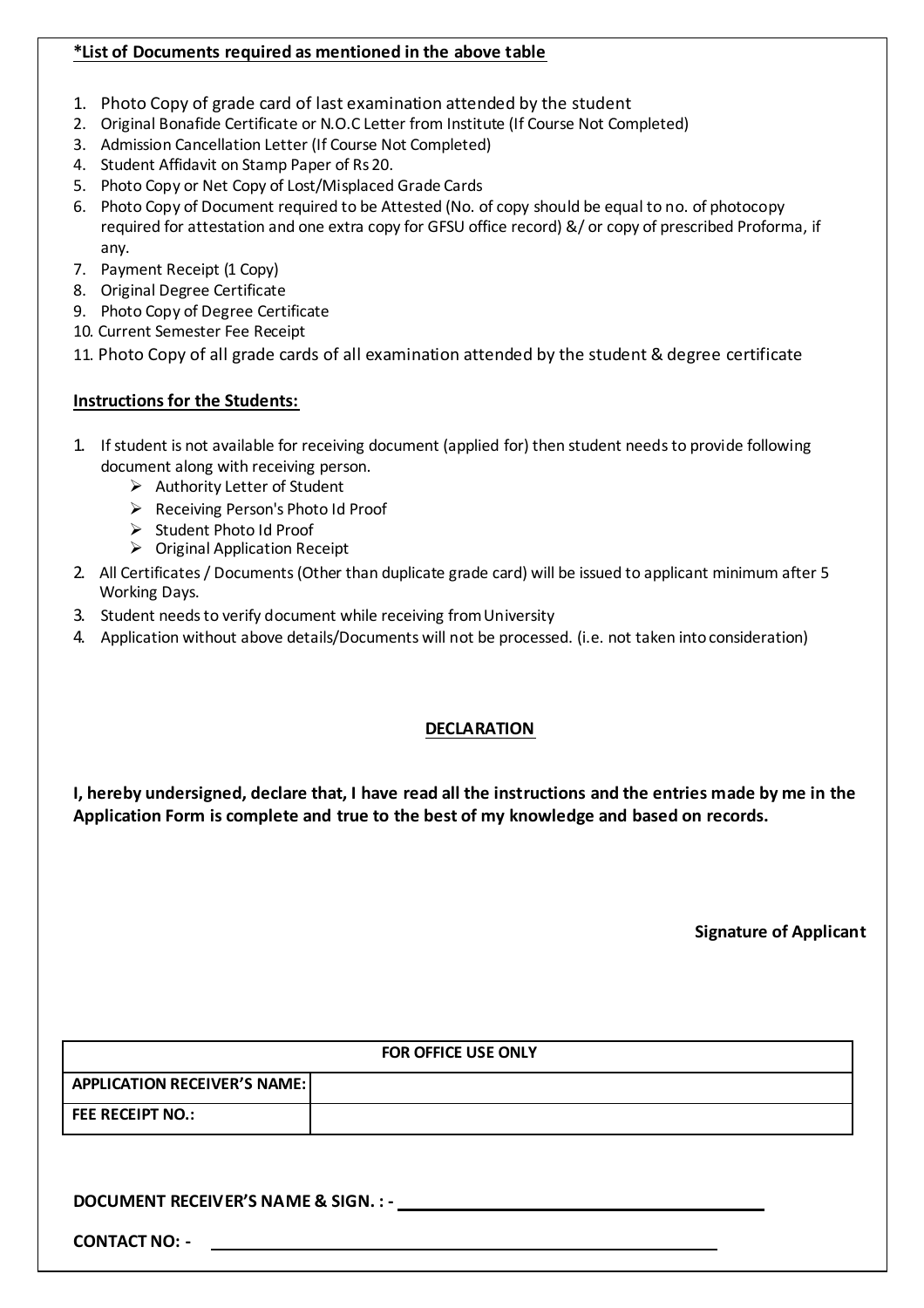**\*List of Documents required as mentioned in the above table**

1. Photo Copy of grade card of last examination attended by the student
2. Original Bonafide Certificate or N.O.C Letter from Institute (If Course Not Completed)
3. Admission Cancellation Letter (If Course Not Completed)
4. Student Affidavit on Stamp Paper of Rs 20.
5. Photo Copy or Net Copy of Lost/Misplaced Grade Cards
6. Photo Copy of Document required to be Attested (No. of copy should be equal to no. of photocopy required for attestation and one extra copy for GFSU office record) &/ or copy of prescribed Proforma, if any.
7. Payment Receipt (1 Copy)
8. Original Degree Certificate
9. Photo Copy of Degree Certificate
10. Current Semester Fee Receipt
11. Photo Copy of all grade cards of all examination attended by the student & degree certificate

**Instructions for the Students:**

1. If student is not available for receiving document (applied for) then student needs to provide following document along with receiving person.
   - Authority Letter of Student
   - Receiving Person's Photo Id Proof
   - Student Photo Id Proof
   - Original Application Receipt
2. All Certificates / Documents (Other than duplicate grade card) will be issued to applicant minimum after 5 Working Days.
3. Student needs to verify document while receiving from University
4. Application without above details/Documents will not be processed. (i.e. not taken into consideration)

**DECLARATION**

**I, hereby undersigned, declare that, I have read all the instructions and the entries made by me in the Application Form is complete and true to the best of my knowledge and based on records.**

**Signature of Applicant**

| FOR OFFICE USE ONLY | |
|---|---|
| APPLICATION RECEIVER'S NAME: | |
| FEE RECEIPT NO.: | |

**DOCUMENT RECEIVER'S NAME & SIGN. : -** ____________________

**CONTACT NO: -** ____________________